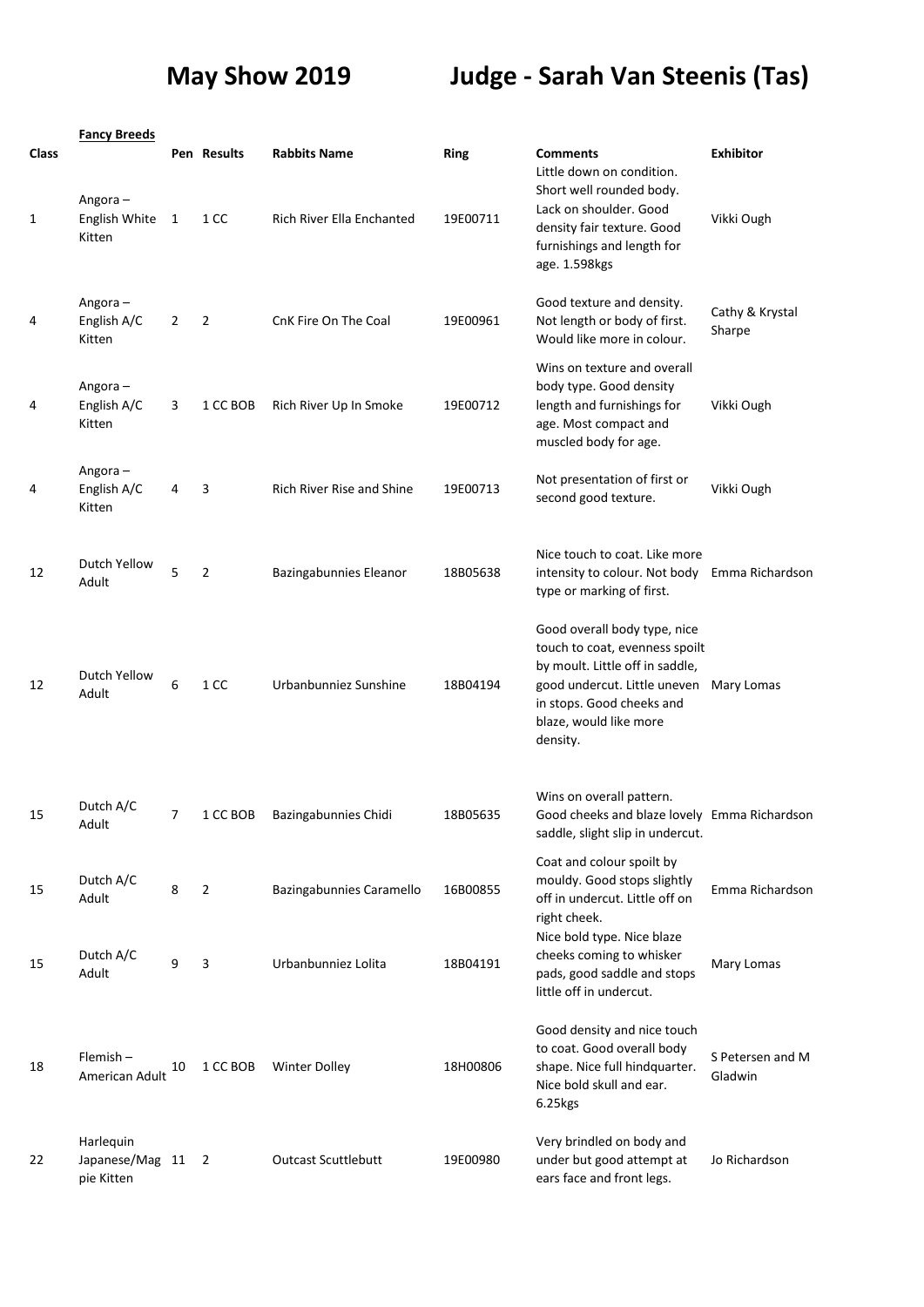# May Show 2019 Judge - Sarah Van Steenis (Tas)

| Class | Fancy Breeds | Pen | Results | Rabbits Name | Ring | Comments | Exhibitor |
|---|---|---|---|---|---|---|---|
| 1 | Angora – English White Kitten | 1 | 1 CC | Rich River Ella Enchanted | 19E00711 | Little down on condition. Short well rounded body. Lack on shoulder. Good density fair texture. Good furnishings and length for age. 1.598kgs | Vikki Ough |
| 4 | Angora – English A/C Kitten | 2 | 2 | CnK Fire On The Coal | 19E00961 | Good texture and density. Not length or body of first. Would like more in colour. | Cathy & Krystal Sharpe |
| 4 | Angora – English A/C Kitten | 3 | 1 CC BOB | Rich River Up In Smoke | 19E00712 | Wins on texture and overall body type. Good density length and furnishings for age. Most compact and muscled body for age. | Vikki Ough |
| 4 | Angora – English A/C Kitten | 4 | 3 | Rich River Rise and Shine | 19E00713 | Not presentation of first or second good texture. | Vikki Ough |
| 12 | Dutch Yellow Adult | 5 | 2 | Bazingabunnies Eleanor | 18B05638 | Nice touch to coat. Like more intensity to colour. Not body type or marking of first. | Emma Richardson |
| 12 | Dutch Yellow Adult | 6 | 1 CC | Urbanbunniez Sunshine | 18B04194 | Good overall body type, nice touch to coat, evenness spoilt by moult. Little off in saddle, good undercut. Little uneven in stops. Good cheeks and blaze, would like more density. | Mary Lomas |
| 15 | Dutch A/C Adult | 7 | 1 CC BOB | Bazingabunnies Chidi | 18B05635 | Wins on overall pattern. Good cheeks and blaze lovely saddle, slight slip in undercut. | Emma Richardson |
| 15 | Dutch A/C Adult | 8 | 2 | Bazingabunnies Caramello | 16B00855 | Coat and colour spoilt by mouldy. Good stops slightly off in undercut. Little off on right cheek. | Emma Richardson |
| 15 | Dutch A/C Adult | 9 | 3 | Urbanbunniez Lolita | 18B04191 | Nice bold type. Nice blaze cheeks coming to whisker pads, good saddle and stops little off in undercut. | Mary Lomas |
| 18 | Flemish – American Adult | 10 | 1 CC BOB | Winter Dolley | 18H00806 | Good density and nice touch to coat. Good overall body shape. Nice full hindquarter. Nice bold skull and ear. 6.25kgs | S Petersen and M Gladwin |
| 22 | Harlequin Japanese/Magpie Kitten | 11 | 2 | Outcast Scuttlebutt | 19E00980 | Very brindled on body and under but good attempt at ears face and front legs. | Jo Richardson |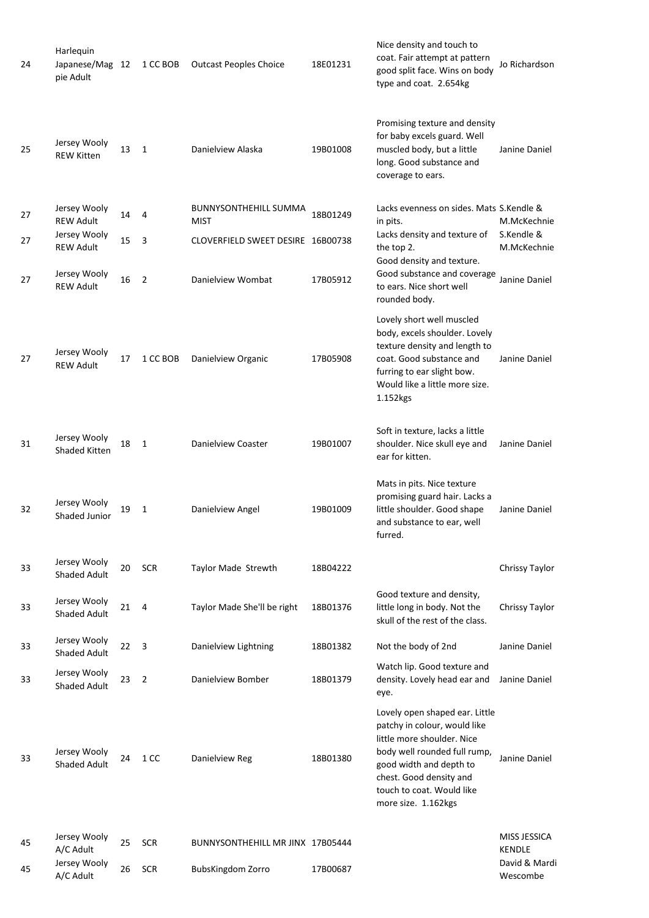| | | | | | | | |
|---|---|---|---|---|---|---|---|
| 24 | Harlequin Japanese/Magpie Adult | 12 | 1 CC BOB | Outcast Peoples Choice | 18E01231 | Nice density and touch to coat. Fair attempt at pattern good split face. Wins on body type and coat. 2.654kg | Jo Richardson |
| 25 | Jersey Wooly REW Kitten | 13 | 1 | Danielview Alaska | 19B01008 | Promising texture and density for baby excels guard. Well muscled body, but a little long. Good substance and coverage to ears. | Janine Daniel |
| 27 | Jersey Wooly REW Adult | 14 | 4 | BUNNYSONTHEHILL SUMMA MIST | 18B01249 | Lacks evenness on sides. Mats in pits. | S.Kendle & M.McKechnie |
| 27 | Jersey Wooly REW Adult | 15 | 3 | CLOVERFIELD SWEET DESIRE | 16B00738 | Lacks density and texture of the top 2. | S.Kendle & M.McKechnie |
| 27 | Jersey Wooly REW Adult | 16 | 2 | Danielview Wombat | 17B05912 | Good density and texture. Good substance and coverage to ears. Nice short well rounded body. | Janine Daniel |
| 27 | Jersey Wooly REW Adult | 17 | 1 CC BOB | Danielview Organic | 17B05908 | Lovely short well muscled body, excels shoulder. Lovely texture density and length to coat. Good substance and furring to ear slight bow. Would like a little more size. 1.152kgs | Janine Daniel |
| 31 | Jersey Wooly Shaded Kitten | 18 | 1 | Danielview Coaster | 19B01007 | Soft in texture, lacks a little shoulder. Nice skull eye and ear for kitten. | Janine Daniel |
| 32 | Jersey Wooly Shaded Junior | 19 | 1 | Danielview Angel | 19B01009 | Mats in pits. Nice texture promising guard hair. Lacks a little shoulder. Good shape and substance to ear, well furred. | Janine Daniel |
| 33 | Jersey Wooly Shaded Adult | 20 | SCR | Taylor Made Strewth | 18B04222 | | Chrissy Taylor |
| 33 | Jersey Wooly Shaded Adult | 21 | 4 | Taylor Made She'll be right | 18B01376 | Good texture and density, little long in body. Not the skull of the rest of the class. | Chrissy Taylor |
| 33 | Jersey Wooly Shaded Adult | 22 | 3 | Danielview Lightning | 18B01382 | Not the body of 2nd | Janine Daniel |
| 33 | Jersey Wooly Shaded Adult | 23 | 2 | Danielview Bomber | 18B01379 | Watch lip. Good texture and density. Lovely head ear and eye. | Janine Daniel |
| 33 | Jersey Wooly Shaded Adult | 24 | 1 CC | Danielview Reg | 18B01380 | Lovely open shaped ear. Little patchy in colour, would like little more shoulder. Nice body well rounded full rump, good width and depth to chest. Good density and touch to coat. Would like more size. 1.162kgs | Janine Daniel |
| 45 | Jersey Wooly A/C Adult | 25 | SCR | BUNNYSONTHEHILL MR JINX | 17B05444 | | MISS JESSICA KENDLE |
| 45 | Jersey Wooly A/C Adult | 26 | SCR | BubsKingdom Zorro | 17B00687 | | David & Mardi Wescombe |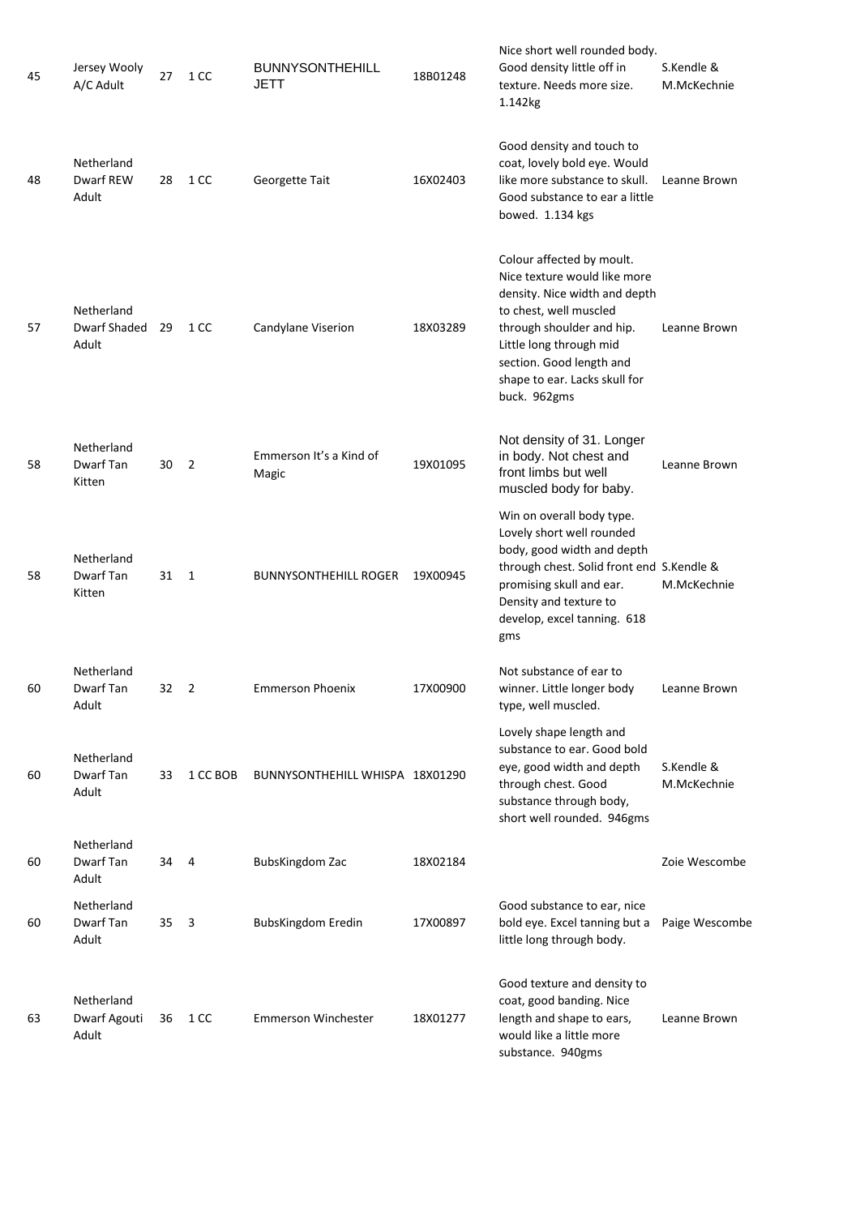| | | | | | | | |
|---|---|---|---|---|---|---|---|
| 45 | Jersey Wooly A/C Adult | 27 | 1 CC | BUNNYSONTHEHILL JETT | 18B01248 | Nice short well rounded body. Good density little off in texture. Needs more size. 1.142kg | S.Kendle & M.McKechnie |
| 48 | Netherland Dwarf REW Adult | 28 | 1 CC | Georgette Tait | 16X02403 | Good density and touch to coat, lovely bold eye. Would like more substance to skull. Good substance to ear a little bowed. 1.134 kgs | Leanne Brown |
| 57 | Netherland Dwarf Shaded Adult | 29 | 1 CC | Candylane Viserion | 18X03289 | Colour affected by moult. Nice texture would like more density. Nice width and depth to chest, well muscled through shoulder and hip. Little long through mid section. Good length and shape to ear. Lacks skull for buck. 962gms | Leanne Brown |
| 58 | Netherland Dwarf Tan Kitten | 30 | 2 | Emmerson It's a Kind of Magic | 19X01095 | Not density of 31. Longer in body. Not chest and front limbs but well muscled body for baby. | Leanne Brown |
| 58 | Netherland Dwarf Tan Kitten | 31 | 1 | BUNNYSONTHEHILL ROGER | 19X00945 | Win on overall body type. Lovely short well rounded body, good width and depth through chest. Solid front end promising skull and ear. Density and texture to develop, excel tanning. 618 gms | S.Kendle & M.McKechnie |
| 60 | Netherland Dwarf Tan Adult | 32 | 2 | Emmerson Phoenix | 17X00900 | Not substance of ear to winner. Little longer body type, well muscled. | Leanne Brown |
| 60 | Netherland Dwarf Tan Adult | 33 | 1 CC BOB | BUNNYSONTHEHILL WHISPA | 18X01290 | Lovely shape length and substance to ear. Good bold eye, good width and depth through chest. Good substance through body, short well rounded. 946gms | S.Kendle & M.McKechnie |
| 60 | Netherland Dwarf Tan Adult | 34 | 4 | BubsKingdom Zac | 18X02184 | | Zoie Wescombe |
| 60 | Netherland Dwarf Tan Adult | 35 | 3 | BubsKingdom Eredin | 17X00897 | Good substance to ear, nice bold eye. Excel tanning but a little long through body. | Paige Wescombe |
| 63 | Netherland Dwarf Agouti Adult | 36 | 1 CC | Emmerson Winchester | 18X01277 | Good texture and density to coat, good banding. Nice length and shape to ears, would like a little more substance. 940gms | Leanne Brown |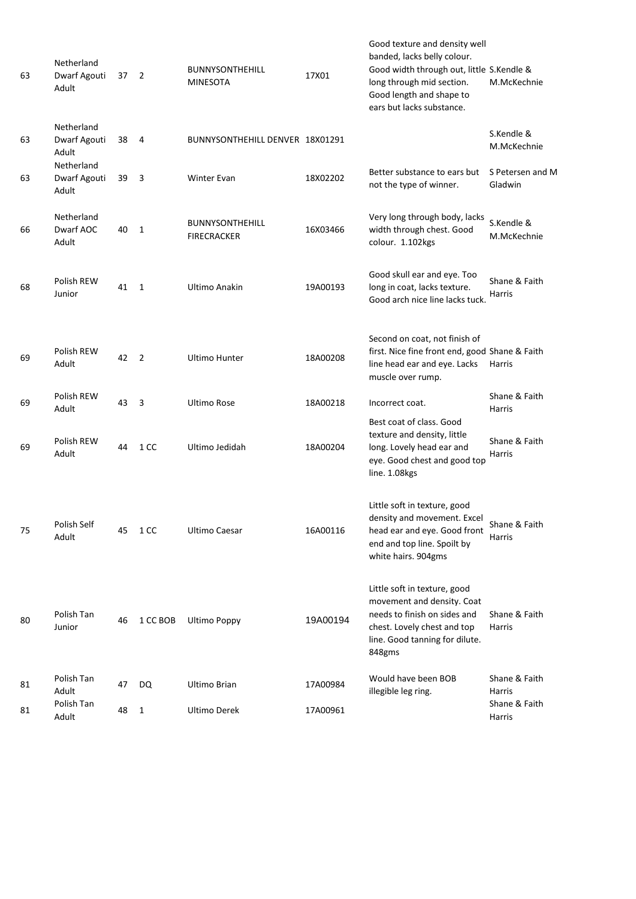| | | | | | | | |
|---|---|---|---|---|---|---|---|
| 63 | Netherland Dwarf Agouti Adult | 37 | 2 | BUNNYSONTHEHILL MINESOTA | 17X01 | Good texture and density well banded, lacks belly colour. Good width through out, little long through mid section. Good length and shape to ears but lacks substance. | S.Kendle & M.McKechnie |
| 63 | Netherland Dwarf Agouti Adult | 38 | 4 | BUNNYSONTHEHILL DENVER | 18X01291 | | S.Kendle & M.McKechnie |
| 63 | Netherland Dwarf Agouti Adult | 39 | 3 | Winter Evan | 18X02202 | Better substance to ears but not the type of winner. | S Petersen and M Gladwin |
| 66 | Netherland Dwarf AOC Adult | 40 | 1 | BUNNYSONTHEHILL FIRECRACKER | 16X03466 | Very long through body, lacks width through chest. Good colour. 1.102kgs | S.Kendle & M.McKechnie |
| 68 | Polish REW Junior | 41 | 1 | Ultimo Anakin | 19A00193 | Good skull ear and eye. Too long in coat, lacks texture. Good arch nice line lacks tuck. | Shane & Faith Harris |
| 69 | Polish REW Adult | 42 | 2 | Ultimo Hunter | 18A00208 | Second on coat, not finish of first. Nice fine front end, good line head ear and eye. Lacks muscle over rump. | Shane & Faith Harris |
| 69 | Polish REW Adult | 43 | 3 | Ultimo Rose | 18A00218 | Incorrect coat. | Shane & Faith Harris |
| 69 | Polish REW Adult | 44 | 1 CC | Ultimo Jedidah | 18A00204 | Best coat of class. Good texture and density, little long. Lovely head ear and eye. Good chest and good top line. 1.08kgs | Shane & Faith Harris |
| 75 | Polish Self Adult | 45 | 1 CC | Ultimo Caesar | 16A00116 | Little soft in texture, good density and movement. Excel head ear and eye. Good front end and top line. Spoilt by white hairs. 904gms | Shane & Faith Harris |
| 80 | Polish Tan Junior | 46 | 1 CC BOB | Ultimo Poppy | 19A00194 | Little soft in texture, good movement and density. Coat needs to finish on sides and chest. Lovely chest and top line. Good tanning for dilute. 848gms | Shane & Faith Harris |
| 81 | Polish Tan Adult | 47 | DQ | Ultimo Brian | 17A00984 | Would have been BOB illegible leg ring. | Shane & Faith Harris |
| 81 | Polish Tan Adult | 48 | 1 | Ultimo Derek | 17A00961 | | Shane & Faith Harris |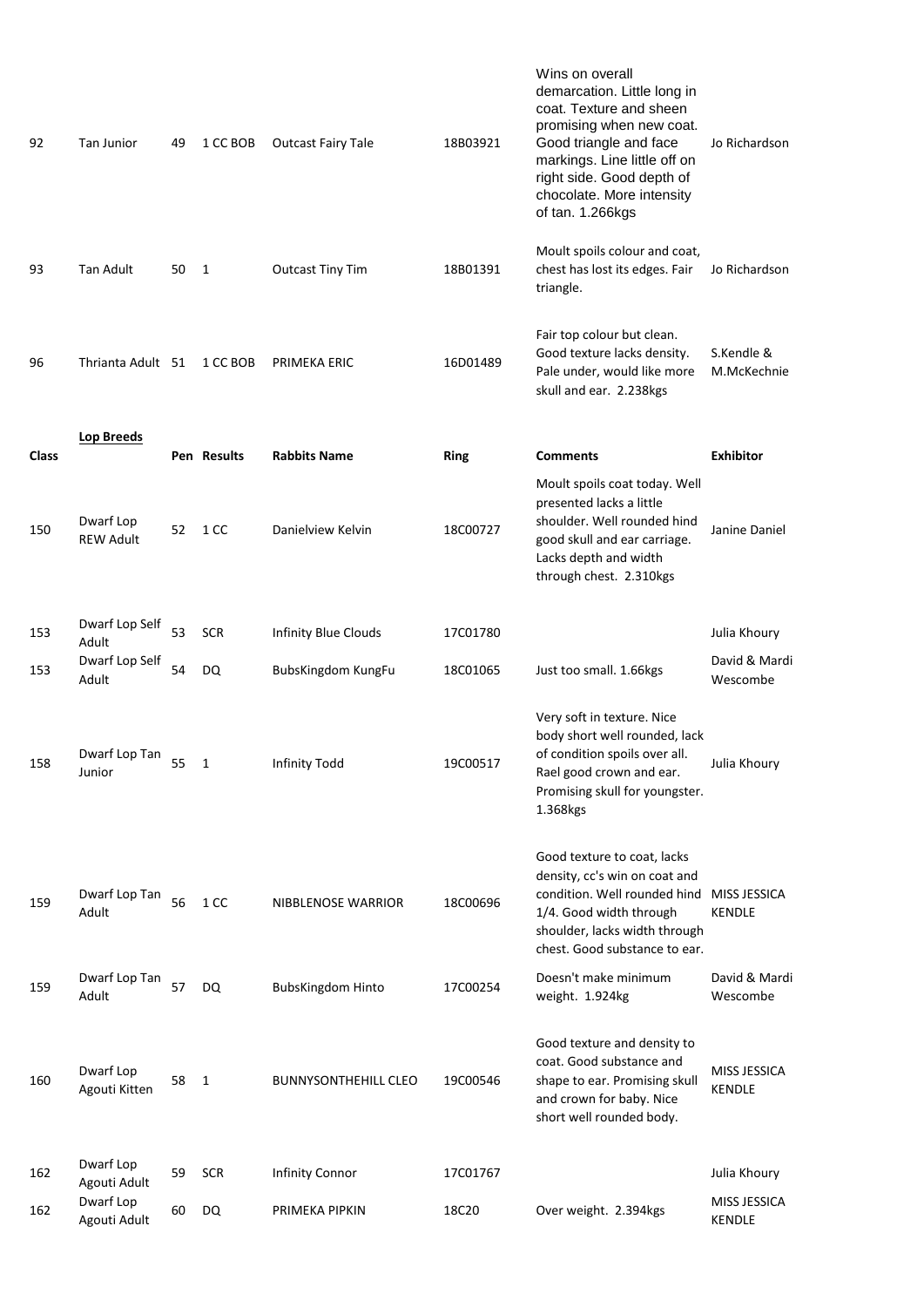| | | | | | | | |
|---|---|---|---|---|---|---|---|
| 92 | Tan Junior | 49 | 1 CC BOB | Outcast Fairy Tale | 18B03921 | Wins on overall demarcation. Little long in coat. Texture and sheen promising when new coat. Good triangle and face markings. Line little off on right side. Good depth of chocolate. More intensity of tan. 1.266kgs | Jo Richardson |
| 93 | Tan Adult | 50 | 1 | Outcast Tiny Tim | 18B01391 | Moult spoils colour and coat, chest has lost its edges. Fair triangle. | Jo Richardson |
| 96 | Thrianta Adult | 51 | 1 CC BOB | PRIMEKA ERIC | 16D01489 | Fair top colour but clean. Good texture lacks density. Pale under, would like more skull and ear. 2.238kgs | S.Kendle & M.McKechnie |

**Lop Breeds**

| Class | | Pen | Results | Rabbits Name | Ring | Comments | Exhibitor |
|---|---|---|---|---|---|---|---|
| 150 | Dwarf Lop REW Adult | 52 | 1 CC | Danielview Kelvin | 18C00727 | Moult spoils coat today. Well presented lacks a little shoulder. Well rounded hind good skull and ear carriage. Lacks depth and width through chest. 2.310kgs | Janine Daniel |
| 153 | Dwarf Lop Self Adult | 53 | SCR | Infinity Blue Clouds | 17C01780 | | Julia Khoury |
| 153 | Dwarf Lop Self Adult | 54 | DQ | BubsKingdom KungFu | 18C01065 | Just too small. 1.66kgs | David & Mardi Wescombe |
| 158 | Dwarf Lop Tan Junior | 55 | 1 | Infinity Todd | 19C00517 | Very soft in texture. Nice body short well rounded, lack of condition spoils over all. Rael good crown and ear. Promising skull for youngster. 1.368kgs | Julia Khoury |
| 159 | Dwarf Lop Tan Adult | 56 | 1 CC | NIBBLENOSE WARRIOR | 18C00696 | Good texture to coat, lacks density, cc's win on coat and condition. Well rounded hind 1/4. Good width through shoulder, lacks width through chest. Good substance to ear. | MISS JESSICA KENDLE |
| 159 | Dwarf Lop Tan Adult | 57 | DQ | BubsKingdom Hinto | 17C00254 | Doesn't make minimum weight. 1.924kg | David & Mardi Wescombe |
| 160 | Dwarf Lop Agouti Kitten | 58 | 1 | BUNNYSONTHEHILL CLEO | 19C00546 | Good texture and density to coat. Good substance and shape to ear. Promising skull and crown for baby. Nice short well rounded body. | MISS JESSICA KENDLE |
| 162 | Dwarf Lop Agouti Adult | 59 | SCR | Infinity Connor | 17C01767 | | Julia Khoury |
| 162 | Dwarf Lop Agouti Adult | 60 | DQ | PRIMEKA PIPKIN | 18C20 | Over weight. 2.394kgs | MISS JESSICA KENDLE |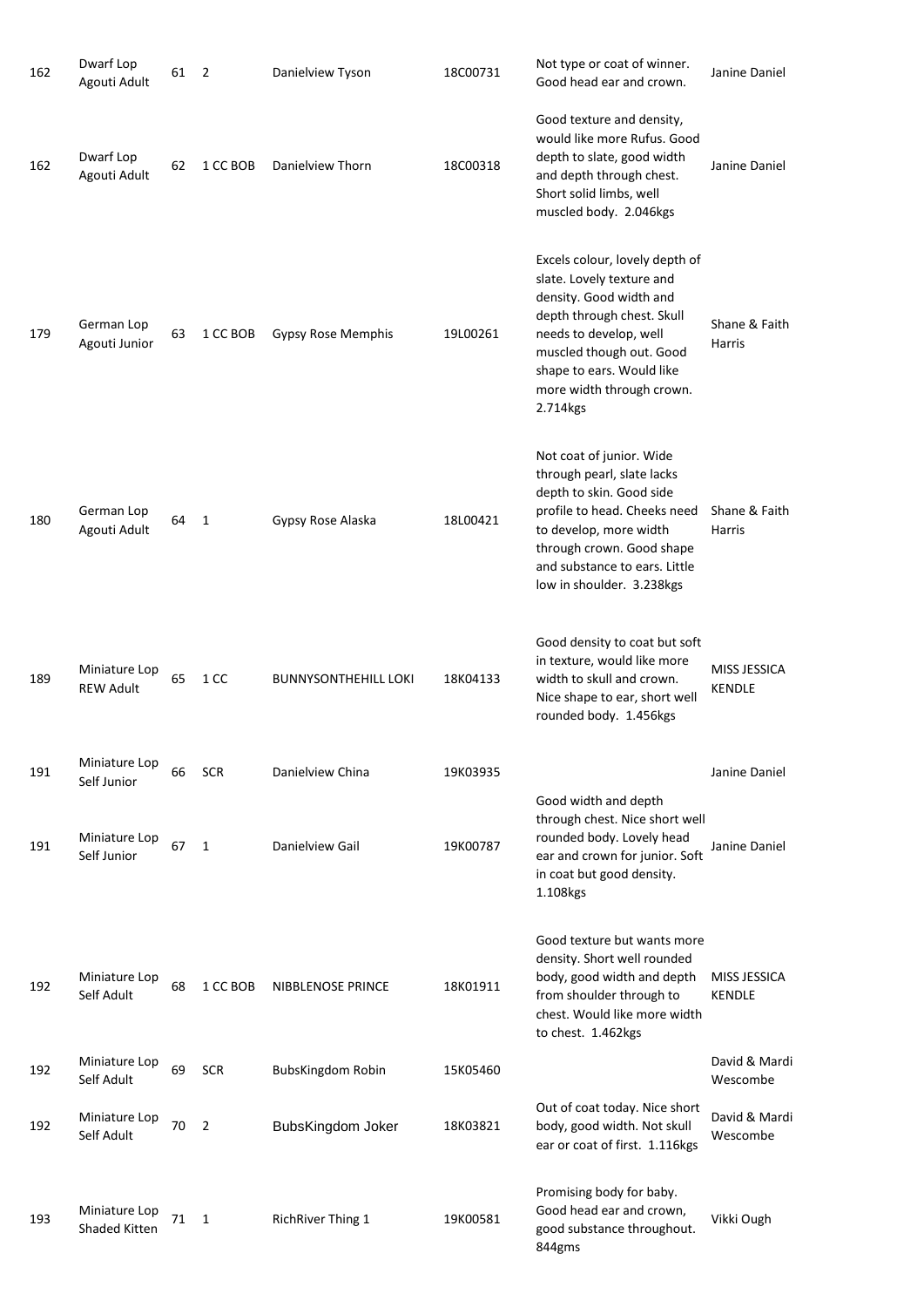| | | | | | | | |
|---|---|---|---|---|---|---|---|
| 162 | Dwarf Lop Agouti Adult | 61 | 2 | Danielview Tyson | 18C00731 | Not type or coat of winner. Good head ear and crown. | Janine Daniel |
| 162 | Dwarf Lop Agouti Adult | 62 | 1 CC BOB | Danielview Thorn | 18C00318 | Good texture and density, would like more Rufus. Good depth to slate, good width and depth through chest. Short solid limbs, well muscled body. 2.046kgs | Janine Daniel |
| 179 | German Lop Agouti Junior | 63 | 1 CC BOB | Gypsy Rose Memphis | 19L00261 | Excels colour, lovely depth of slate. Lovely texture and density. Good width and depth through chest. Skull needs to develop, well muscled though out. Good shape to ears. Would like more width through crown. 2.714kgs | Shane & Faith Harris |
| 180 | German Lop Agouti Adult | 64 | 1 | Gypsy Rose Alaska | 18L00421 | Not coat of junior. Wide through pearl, slate lacks depth to skin. Good side profile to head. Cheeks need to develop, more width through crown. Good shape and substance to ears. Little low in shoulder. 3.238kgs | Shane & Faith Harris |
| 189 | Miniature Lop REW Adult | 65 | 1 CC | BUNNYSONTHEHILL LOKI | 18K04133 | Good density to coat but soft in texture, would like more width to skull and crown. Nice shape to ear, short well rounded body. 1.456kgs | MISS JESSICA KENDLE |
| 191 | Miniature Lop Self Junior | 66 | SCR | Danielview China | 19K03935 | | Janine Daniel |
| 191 | Miniature Lop Self Junior | 67 | 1 | Danielview Gail | 19K00787 | Good width and depth through chest. Nice short well rounded body. Lovely head ear and crown for junior. Soft in coat but good density. 1.108kgs | Janine Daniel |
| 192 | Miniature Lop Self Adult | 68 | 1 CC BOB | NIBBLENOSE PRINCE | 18K01911 | Good texture but wants more density. Short well rounded body, good width and depth from shoulder through to chest. Would like more width to chest. 1.462kgs | MISS JESSICA KENDLE |
| 192 | Miniature Lop Self Adult | 69 | SCR | BubsKingdom Robin | 15K05460 | | David & Mardi Wescombe |
| 192 | Miniature Lop Self Adult | 70 | 2 | BubsKingdom Joker | 18K03821 | Out of coat today. Nice short body, good width. Not skull ear or coat of first. 1.116kgs | David & Mardi Wescombe |
| 193 | Miniature Lop Shaded Kitten | 71 | 1 | RichRiver Thing 1 | 19K00581 | Promising body for baby. Good head ear and crown, good substance throughout. 844gms | Vikki Ough |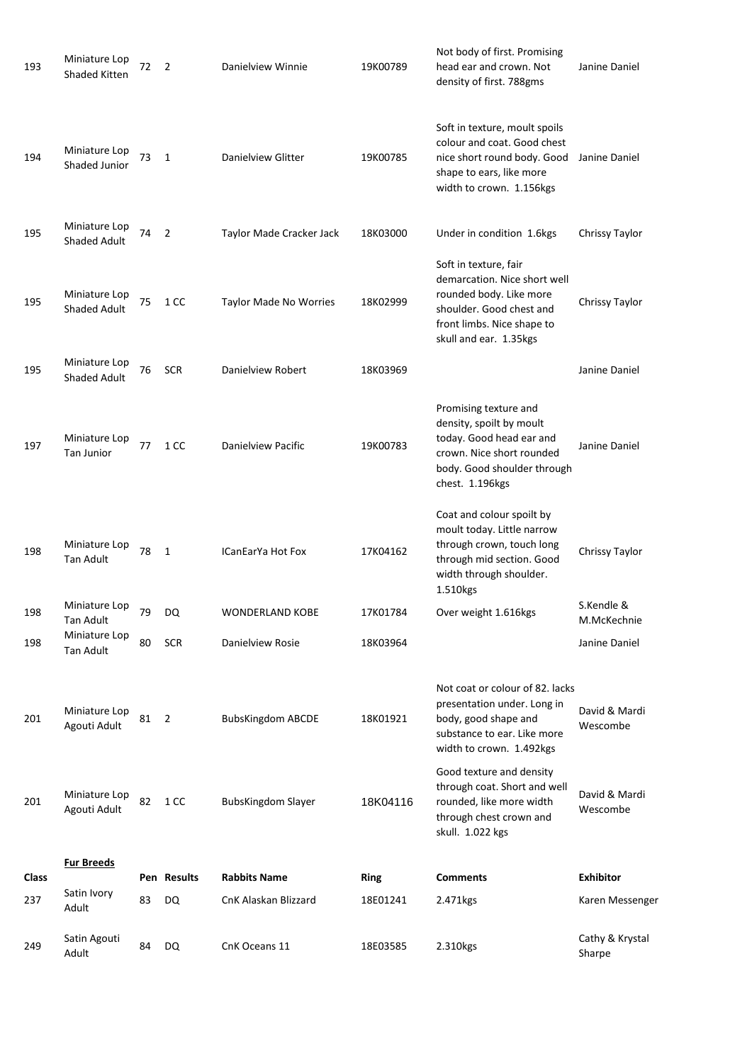| | | | | | | | |
|---|---|---|---|---|---|---|---|
| 193 | Miniature Lop Shaded Kitten | 72 | 2 | Danielview Winnie | 19K00789 | Not body of first. Promising head ear and crown. Not density of first. 788gms | Janine Daniel |
| 194 | Miniature Lop Shaded Junior | 73 | 1 | Danielview Glitter | 19K00785 | Soft in texture, moult spoils colour and coat. Good chest nice short round body. Good shape to ears, like more width to crown. 1.156kgs | Janine Daniel |
| 195 | Miniature Lop Shaded Adult | 74 | 2 | Taylor Made Cracker Jack | 18K03000 | Under in condition 1.6kgs | Chrissy Taylor |
| 195 | Miniature Lop Shaded Adult | 75 | 1 CC | Taylor Made No Worries | 18K02999 | Soft in texture, fair demarcation. Nice short well rounded body. Like more shoulder. Good chest and front limbs. Nice shape to skull and ear. 1.35kgs | Chrissy Taylor |
| 195 | Miniature Lop Shaded Adult | 76 | SCR | Danielview Robert | 18K03969 | | Janine Daniel |
| 197 | Miniature Lop Tan Junior | 77 | 1 CC | Danielview Pacific | 19K00783 | Promising texture and density, spoilt by moult today. Good head ear and crown. Nice short rounded body. Good shoulder through chest. 1.196kgs | Janine Daniel |
| 198 | Miniature Lop Tan Adult | 78 | 1 | ICanEarYa Hot Fox | 17K04162 | Coat and colour spoilt by moult today. Little narrow through crown, touch long through mid section. Good width through shoulder. 1.510kgs | Chrissy Taylor |
| 198 | Miniature Lop Tan Adult | 79 | DQ | WONDERLAND KOBE | 17K01784 | Over weight 1.616kgs | S.Kendle & M.McKechnie |
| 198 | Miniature Lop Tan Adult | 80 | SCR | Danielview Rosie | 18K03964 | | Janine Daniel |
| 201 | Miniature Lop Agouti Adult | 81 | 2 | BubsKingdom ABCDE | 18K01921 | Not coat or colour of 82. lacks presentation under. Long in body, good shape and substance to ear. Like more width to crown. 1.492kgs | David & Mardi Wescombe |
| 201 | Miniature Lop Agouti Adult | 82 | 1 CC | BubsKingdom Slayer | 18K04116 | Good texture and density through coat. Short and well rounded, like more width through chest crown and skull. 1.022 kgs | David & Mardi Wescombe |

**Fur Breeds**

| Class | | Pen | Results | Rabbits Name | Ring | Comments | Exhibitor |
|---|---|---|---|---|---|---|---|
| 237 | Satin Ivory Adult | 83 | DQ | CnK Alaskan Blizzard | 18E01241 | 2.471kgs | Karen Messenger |
| 249 | Satin Agouti Adult | 84 | DQ | CnK Oceans 11 | 18E03585 | 2.310kgs | Cathy & Krystal Sharpe |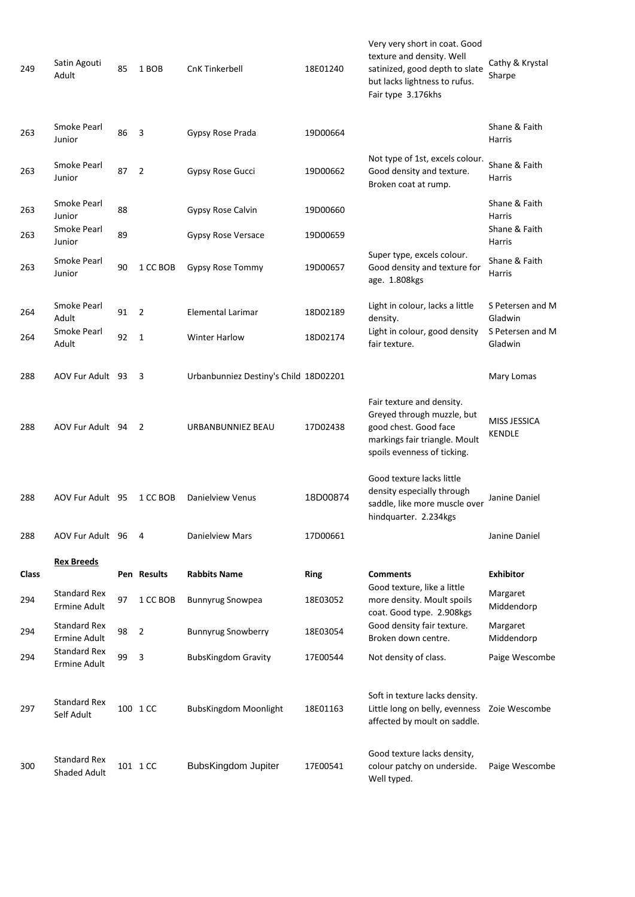| | | | | | | | |
|---|---|---|---|---|---|---|---|
| 249 | Satin Agouti Adult | 85 | 1 BOB | CnK Tinkerbell | 18E01240 | Very very short in coat. Good texture and density. Well satinized, good depth to slate but lacks lightness to rufus. Fair type 3.176khs | Cathy & Krystal Sharpe |
| 263 | Smoke Pearl Junior | 86 | 3 | Gypsy Rose Prada | 19D00664 | | Shane & Faith Harris |
| 263 | Smoke Pearl Junior | 87 | 2 | Gypsy Rose Gucci | 19D00662 | Not type of 1st, excels colour. Good density and texture. Broken coat at rump. | Shane & Faith Harris |
| 263 | Smoke Pearl Junior | 88 | | Gypsy Rose Calvin | 19D00660 | | Shane & Faith Harris |
| 263 | Smoke Pearl Junior | 89 | | Gypsy Rose Versace | 19D00659 | | Shane & Faith Harris |
| 263 | Smoke Pearl Junior | 90 | 1 CC BOB | Gypsy Rose Tommy | 19D00657 | Super type, excels colour. Good density and texture for age. 1.808kgs | Shane & Faith Harris |
| 264 | Smoke Pearl Adult | 91 | 2 | Elemental Larimar | 18D02189 | Light in colour, lacks a little density. | S Petersen and M Gladwin |
| 264 | Smoke Pearl Adult | 92 | 1 | Winter Harlow | 18D02174 | Light in colour, good density fair texture. | S Petersen and M Gladwin |
| 288 | AOV Fur Adult | 93 | 3 | Urbanbunniez Destiny's Child | 18D02201 | | Mary Lomas |
| 288 | AOV Fur Adult | 94 | 2 | URBANBUNNIEZ BEAU | 17D02438 | Fair texture and density. Greyed through muzzle, but good chest. Good face markings fair triangle. Moult spoils evenness of ticking. | MISS JESSICA KENDLE |
| 288 | AOV Fur Adult | 95 | 1 CC BOB | Danielview Venus | 18D00874 | Good texture lacks little density especially through saddle, like more muscle over hindquarter. 2.234kgs | Janine Daniel |
| 288 | AOV Fur Adult | 96 | 4 | Danielview Mars | 17D00661 | | Janine Daniel |

**Rex Breeds**

| Class | | Pen | Results | Rabbits Name | Ring | Comments | Exhibitor |
|---|---|---|---|---|---|---|---|
| 294 | Standard Rex Ermine Adult | 97 | 1 CC BOB | Bunnyrug Snowpea | 18E03052 | Good texture, like a little more density. Moult spoils coat. Good type. 2.908kgs | Margaret Middendorp |
| 294 | Standard Rex Ermine Adult | 98 | 2 | Bunnyrug Snowberry | 18E03054 | Good density fair texture. Broken down centre. | Margaret Middendorp |
| 294 | Standard Rex Ermine Adult | 99 | 3 | BubsKingdom Gravity | 17E00544 | Not density of class. | Paige Wescombe |
| 297 | Standard Rex Self Adult | 100 | 1 CC | BubsKingdom Moonlight | 18E01163 | Soft in texture lacks density. Little long on belly, evenness affected by moult on saddle. | Zoie Wescombe |
| 300 | Standard Rex Shaded Adult | 101 | 1 CC | BubsKingdom Jupiter | 17E00541 | Good texture lacks density, colour patchy on underside. Well typed. | Paige Wescombe |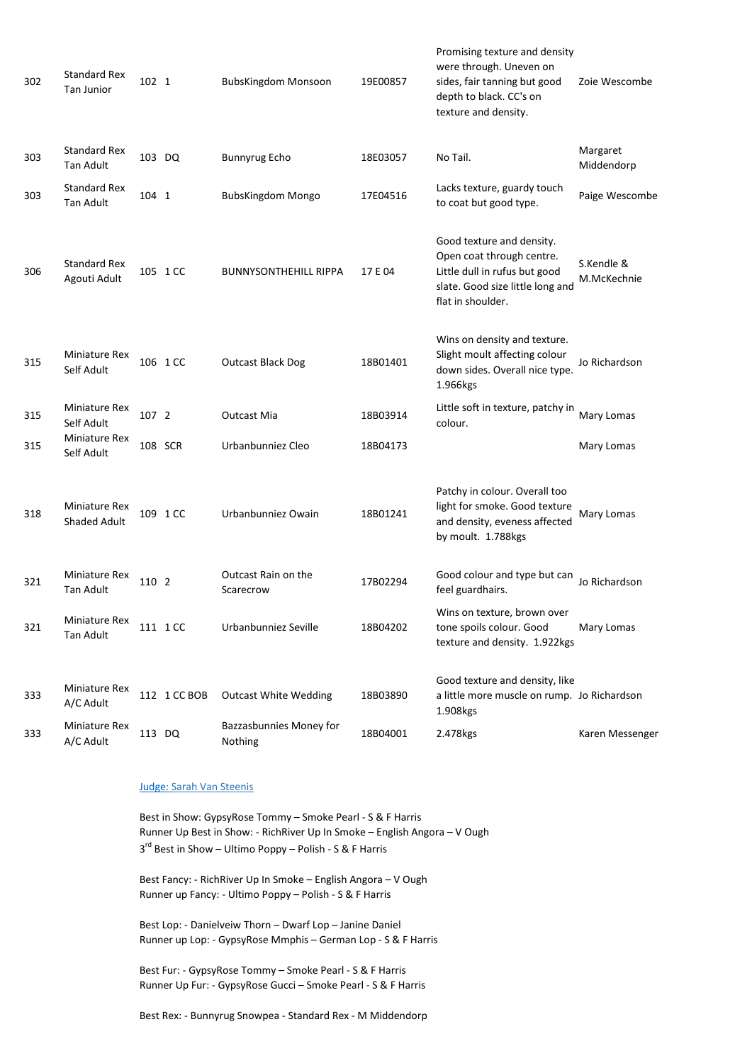| | | | | | | |
|---|---|---|---|---|---|---|
| 302 | Standard Rex Tan Junior | 102 1 | BubsKingdom Monsoon | 19E00857 | Promising texture and density were through. Uneven on sides, fair tanning but good depth to black. CC's on texture and density. | Zoie Wescombe |
| 303 | Standard Rex Tan Adult | 103 DQ | Bunnyrug Echo | 18E03057 | No Tail. | Margaret Middendorp |
| 303 | Standard Rex Tan Adult | 104 1 | BubsKingdom Mongo | 17E04516 | Lacks texture, guardy touch to coat but good type. | Paige Wescombe |
| 306 | Standard Rex Agouti Adult | 105 1 CC | BUNNYSONTHEHILL RIPPA | 17 E 04 | Good texture and density. Open coat through centre. Little dull in rufus but good slate. Good size little long and flat in shoulder. | S.Kendle & M.McKechnie |
| 315 | Miniature Rex Self Adult | 106 1 CC | Outcast Black Dog | 18B01401 | Wins on density and texture. Slight moult affecting colour down sides. Overall nice type. 1.966kgs | Jo Richardson |
| 315 | Miniature Rex Self Adult | 107 2 | Outcast Mia | 18B03914 | Little soft in texture, patchy in colour. | Mary Lomas |
| 315 | Miniature Rex Self Adult | 108 SCR | Urbanbunniez Cleo | 18B04173 | | Mary Lomas |
| 318 | Miniature Rex Shaded Adult | 109 1 CC | Urbanbunniez Owain | 18B01241 | Patchy in colour. Overall too light for smoke. Good texture and density, eveness affected by moult. 1.788kgs | Mary Lomas |
| 321 | Miniature Rex Tan Adult | 110 2 | Outcast Rain on the Scarecrow | 17B02294 | Good colour and type but can feel guardhairs. | Jo Richardson |
| 321 | Miniature Rex Tan Adult | 111 1 CC | Urbanbunniez Seville | 18B04202 | Wins on texture, brown over tone spoils colour. Good texture and density. 1.922kgs | Mary Lomas |
| 333 | Miniature Rex A/C Adult | 112 1 CC BOB | Outcast White Wedding | 18B03890 | Good texture and density, like a little more muscle on rump. 1.908kgs | Jo Richardson |
| 333 | Miniature Rex A/C Adult | 113 DQ | Bazzasbunnies Money for Nothing | 18B04001 | 2.478kgs | Karen Messenger |

Judge: Sarah Van Steenis

Best in Show: GypsyRose Tommy – Smoke Pearl - S & F Harris
Runner Up Best in Show: - RichRiver Up In Smoke – English Angora – V Ough
3rd Best in Show – Ultimo Poppy – Polish - S & F Harris

Best Fancy: - RichRiver Up In Smoke – English Angora – V Ough
Runner up Fancy: - Ultimo Poppy – Polish - S & F Harris

Best Lop: - Danielveiw Thorn – Dwarf Lop – Janine Daniel
Runner up Lop: - GypsyRose Mmphis – German Lop - S & F Harris

Best Fur: - GypsyRose Tommy – Smoke Pearl - S & F Harris
Runner Up Fur: - GypsyRose Gucci – Smoke Pearl - S & F Harris

Best Rex: - Bunnyrug Snowpea - Standard Rex - M Middendorp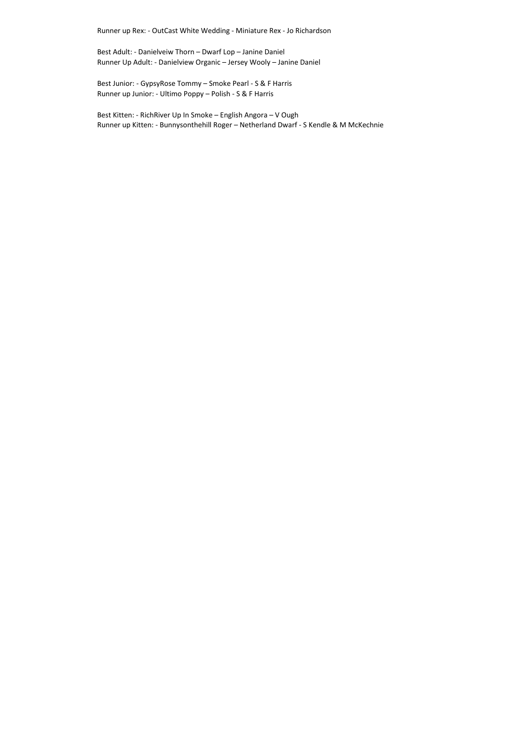Runner up Rex: - OutCast White Wedding - Miniature Rex - Jo Richardson

Best Adult: - Danielveiw Thorn – Dwarf Lop – Janine Daniel
Runner Up Adult: - Danielview Organic – Jersey Wooly – Janine Daniel

Best Junior: - GypsyRose Tommy – Smoke Pearl - S & F Harris
Runner up Junior: - Ultimo Poppy – Polish - S & F Harris

Best Kitten: - RichRiver Up In Smoke – English Angora – V Ough
Runner up Kitten: - Bunnysonthehill Roger – Netherland Dwarf - S Kendle & M McKechnie